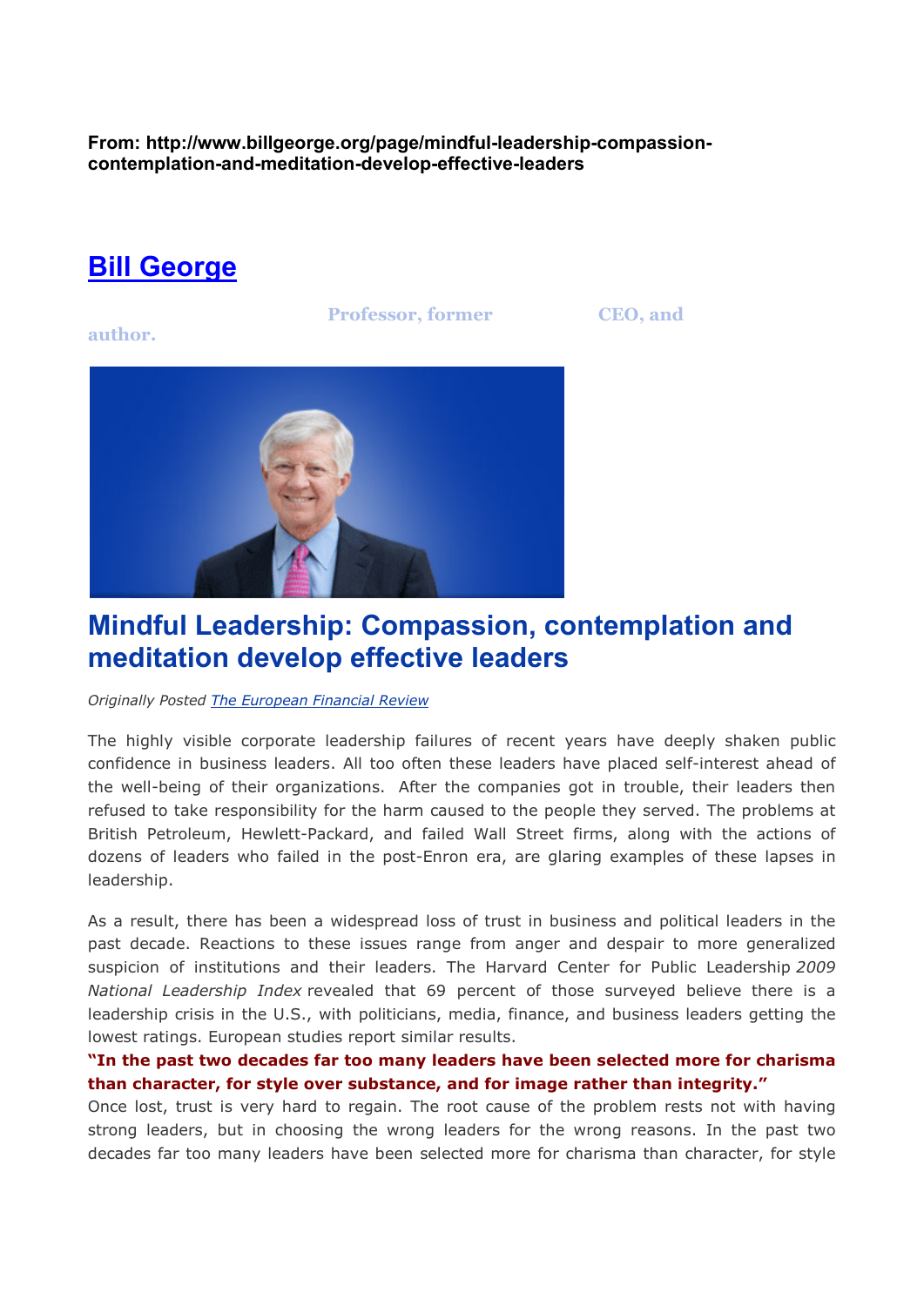**From: http://www.billgeorge.org/page/mindful-leadership-compassion-contemplation-and-meditation-develop-effective-leaders**

# [Bill George](#)

Professor, former CEO, and author.

# Mindful Leadership: Compassion, contemplation and meditation develop effective leaders

*Originally Posted [The European Financial Review](#)*

The highly visible corporate leadership failures of recent years have deeply shaken public confidence in business leaders. All too often these leaders have placed self-interest ahead of the well-being of their organizations. After the companies got in trouble, their leaders then refused to take responsibility for the harm caused to the people they served. The problems at British Petroleum, Hewlett-Packard, and failed Wall Street firms, along with the actions of dozens of leaders who failed in the post-Enron era, are glaring examples of these lapses in leadership.

As a result, there has been a widespread loss of trust in business and political leaders in the past decade. Reactions to these issues range from anger and despair to more generalized suspicion of institutions and their leaders. The Harvard Center for Public Leadership *2009 National Leadership Index* revealed that 69 percent of those surveyed believe there is a leadership crisis in the U.S., with politicians, media, finance, and business leaders getting the lowest ratings. European studies report similar results.

**"In the past two decades far too many leaders have been selected more for charisma than character, for style over substance, and for image rather than integrity."**

Once lost, trust is very hard to regain. The root cause of the problem rests not with having strong leaders, but in choosing the wrong leaders for the wrong reasons. In the past two decades far too many leaders have been selected more for charisma than character, for style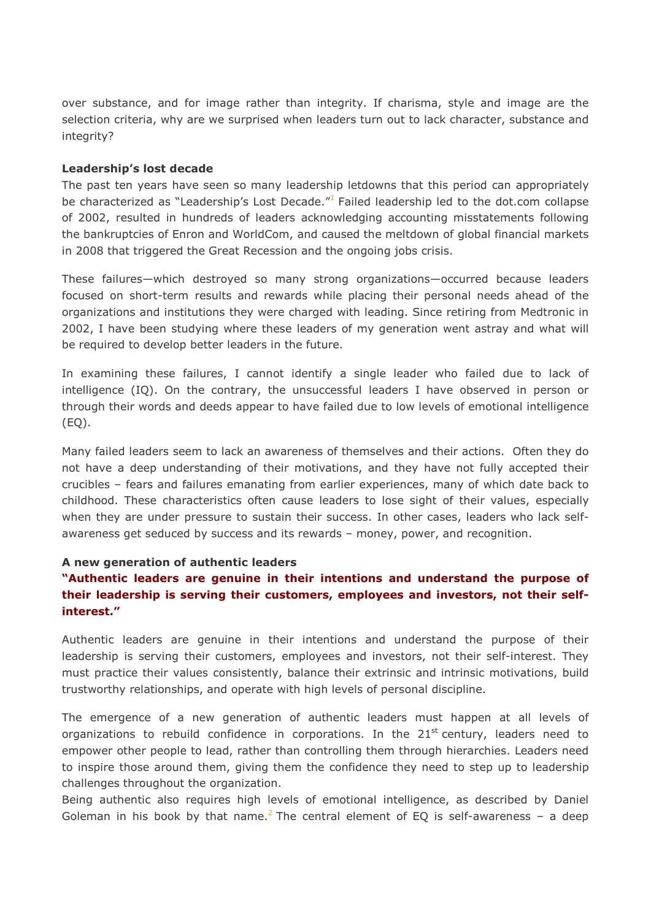over substance, and for image rather than integrity. If charisma, style and image are the selection criteria, why are we surprised when leaders turn out to lack character, substance and integrity?

**Leadership's lost decade**

The past ten years have seen so many leadership letdowns that this period can appropriately be characterized as "Leadership's Lost Decade."[1] Failed leadership led to the dot.com collapse of 2002, resulted in hundreds of leaders acknowledging accounting misstatements following the bankruptcies of Enron and WorldCom, and caused the meltdown of global financial markets in 2008 that triggered the Great Recession and the ongoing jobs crisis.

These failures—which destroyed so many strong organizations—occurred because leaders focused on short-term results and rewards while placing their personal needs ahead of the organizations and institutions they were charged with leading. Since retiring from Medtronic in 2002, I have been studying where these leaders of my generation went astray and what will be required to develop better leaders in the future.

In examining these failures, I cannot identify a single leader who failed due to lack of intelligence (IQ). On the contrary, the unsuccessful leaders I have observed in person or through their words and deeds appear to have failed due to low levels of emotional intelligence (EQ).

Many failed leaders seem to lack an awareness of themselves and their actions. Often they do not have a deep understanding of their motivations, and they have not fully accepted their crucibles – fears and failures emanating from earlier experiences, many of which date back to childhood. These characteristics often cause leaders to lose sight of their values, especially when they are under pressure to sustain their success. In other cases, leaders who lack self-awareness get seduced by success and its rewards – money, power, and recognition.

**A new generation of authentic leaders**

**"Authentic leaders are genuine in their intentions and understand the purpose of their leadership is serving their customers, employees and investors, not their self-interest."**

Authentic leaders are genuine in their intentions and understand the purpose of their leadership is serving their customers, employees and investors, not their self-interest. They must practice their values consistently, balance their extrinsic and intrinsic motivations, build trustworthy relationships, and operate with high levels of personal discipline.

The emergence of a new generation of authentic leaders must happen at all levels of organizations to rebuild confidence in corporations. In the 21st century, leaders need to empower other people to lead, rather than controlling them through hierarchies. Leaders need to inspire those around them, giving them the confidence they need to step up to leadership challenges throughout the organization.

Being authentic also requires high levels of emotional intelligence, as described by Daniel Goleman in his book by that name.[2] The central element of EQ is self-awareness – a deep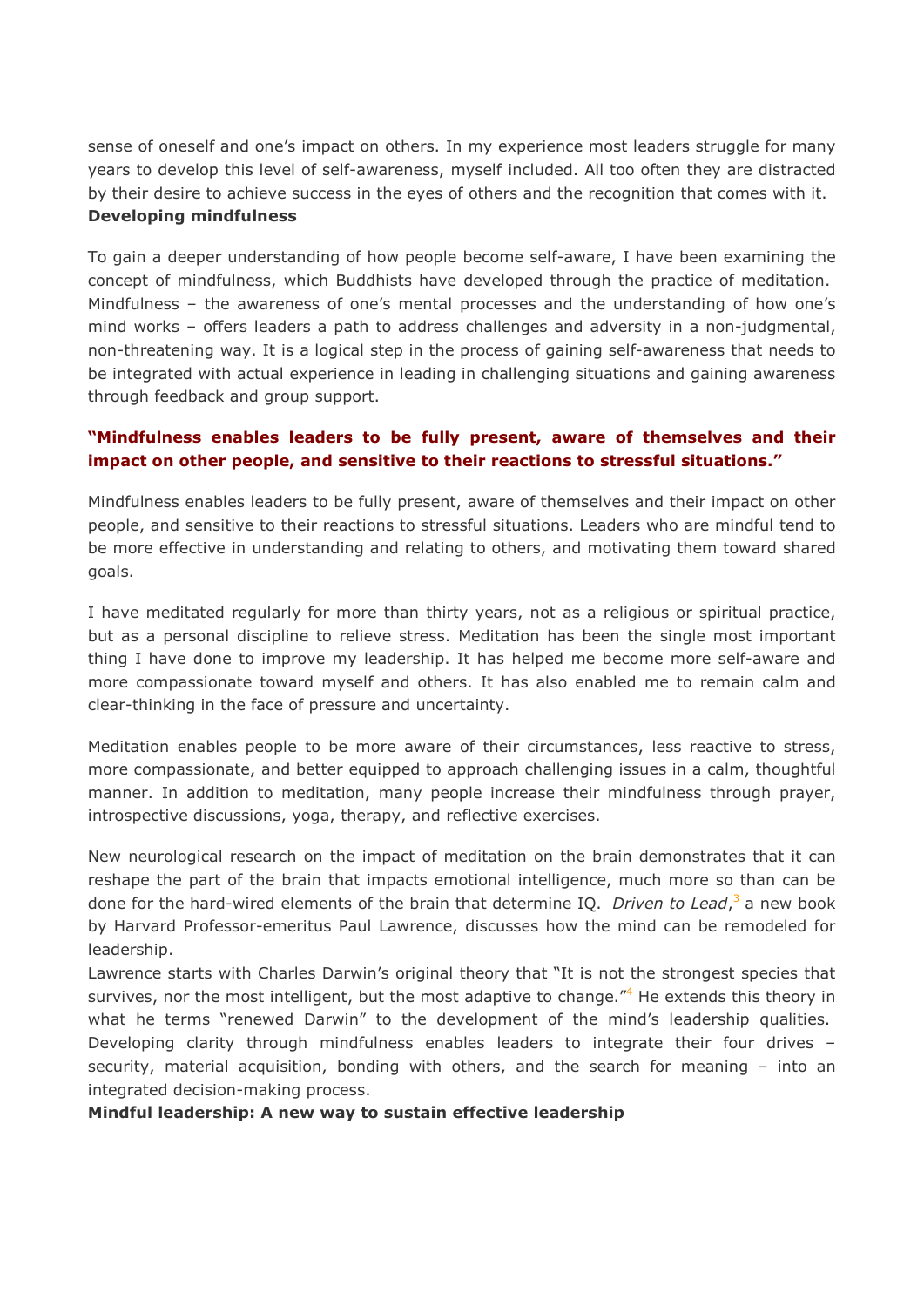sense of oneself and one's impact on others. In my experience most leaders struggle for many years to develop this level of self-awareness, myself included. All too often they are distracted by their desire to achieve success in the eyes of others and the recognition that comes with it.

**Developing mindfulness**

To gain a deeper understanding of how people become self-aware, I have been examining the concept of mindfulness, which Buddhists have developed through the practice of meditation. Mindfulness – the awareness of one's mental processes and the understanding of how one's mind works – offers leaders a path to address challenges and adversity in a non-judgmental, non-threatening way. It is a logical step in the process of gaining self-awareness that needs to be integrated with actual experience in leading in challenging situations and gaining awareness through feedback and group support.

**"Mindfulness enables leaders to be fully present, aware of themselves and their impact on other people, and sensitive to their reactions to stressful situations."**

Mindfulness enables leaders to be fully present, aware of themselves and their impact on other people, and sensitive to their reactions to stressful situations. Leaders who are mindful tend to be more effective in understanding and relating to others, and motivating them toward shared goals.

I have meditated regularly for more than thirty years, not as a religious or spiritual practice, but as a personal discipline to relieve stress. Meditation has been the single most important thing I have done to improve my leadership. It has helped me become more self-aware and more compassionate toward myself and others. It has also enabled me to remain calm and clear-thinking in the face of pressure and uncertainty.

Meditation enables people to be more aware of their circumstances, less reactive to stress, more compassionate, and better equipped to approach challenging issues in a calm, thoughtful manner. In addition to meditation, many people increase their mindfulness through prayer, introspective discussions, yoga, therapy, and reflective exercises.

New neurological research on the impact of meditation on the brain demonstrates that it can reshape the part of the brain that impacts emotional intelligence, much more so than can be done for the hard-wired elements of the brain that determine IQ. *Driven to Lead*,[3] a new book by Harvard Professor-emeritus Paul Lawrence, discusses how the mind can be remodeled for leadership.

Lawrence starts with Charles Darwin's original theory that "It is not the strongest species that survives, nor the most intelligent, but the most adaptive to change."[4] He extends this theory in what he terms "renewed Darwin" to the development of the mind's leadership qualities. Developing clarity through mindfulness enables leaders to integrate their four drives – security, material acquisition, bonding with others, and the search for meaning – into an integrated decision-making process.

**Mindful leadership: A new way to sustain effective leadership**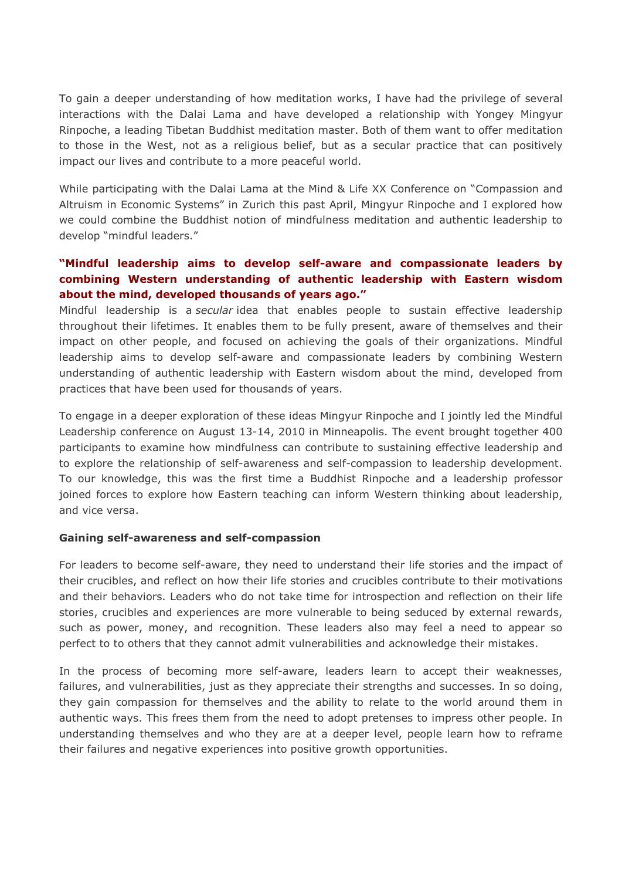To gain a deeper understanding of how meditation works, I have had the privilege of several interactions with the Dalai Lama and have developed a relationship with Yongey Mingyur Rinpoche, a leading Tibetan Buddhist meditation master. Both of them want to offer meditation to those in the West, not as a religious belief, but as a secular practice that can positively impact our lives and contribute to a more peaceful world.

While participating with the Dalai Lama at the Mind & Life XX Conference on "Compassion and Altruism in Economic Systems" in Zurich this past April, Mingyur Rinpoche and I explored how we could combine the Buddhist notion of mindfulness meditation and authentic leadership to develop "mindful leaders."

**"Mindful leadership aims to develop self-aware and compassionate leaders by combining Western understanding of authentic leadership with Eastern wisdom about the mind, developed thousands of years ago."**

Mindful leadership is a *secular* idea that enables people to sustain effective leadership throughout their lifetimes. It enables them to be fully present, aware of themselves and their impact on other people, and focused on achieving the goals of their organizations. Mindful leadership aims to develop self-aware and compassionate leaders by combining Western understanding of authentic leadership with Eastern wisdom about the mind, developed from practices that have been used for thousands of years.

To engage in a deeper exploration of these ideas Mingyur Rinpoche and I jointly led the Mindful Leadership conference on August 13-14, 2010 in Minneapolis. The event brought together 400 participants to examine how mindfulness can contribute to sustaining effective leadership and to explore the relationship of self-awareness and self-compassion to leadership development. To our knowledge, this was the first time a Buddhist Rinpoche and a leadership professor joined forces to explore how Eastern teaching can inform Western thinking about leadership, and vice versa.

**Gaining self-awareness and self-compassion**

For leaders to become self-aware, they need to understand their life stories and the impact of their crucibles, and reflect on how their life stories and crucibles contribute to their motivations and their behaviors. Leaders who do not take time for introspection and reflection on their life stories, crucibles and experiences are more vulnerable to being seduced by external rewards, such as power, money, and recognition. These leaders also may feel a need to appear so perfect to to others that they cannot admit vulnerabilities and acknowledge their mistakes.

In the process of becoming more self-aware, leaders learn to accept their weaknesses, failures, and vulnerabilities, just as they appreciate their strengths and successes. In so doing, they gain compassion for themselves and the ability to relate to the world around them in authentic ways. This frees them from the need to adopt pretenses to impress other people. In understanding themselves and who they are at a deeper level, people learn how to reframe their failures and negative experiences into positive growth opportunities.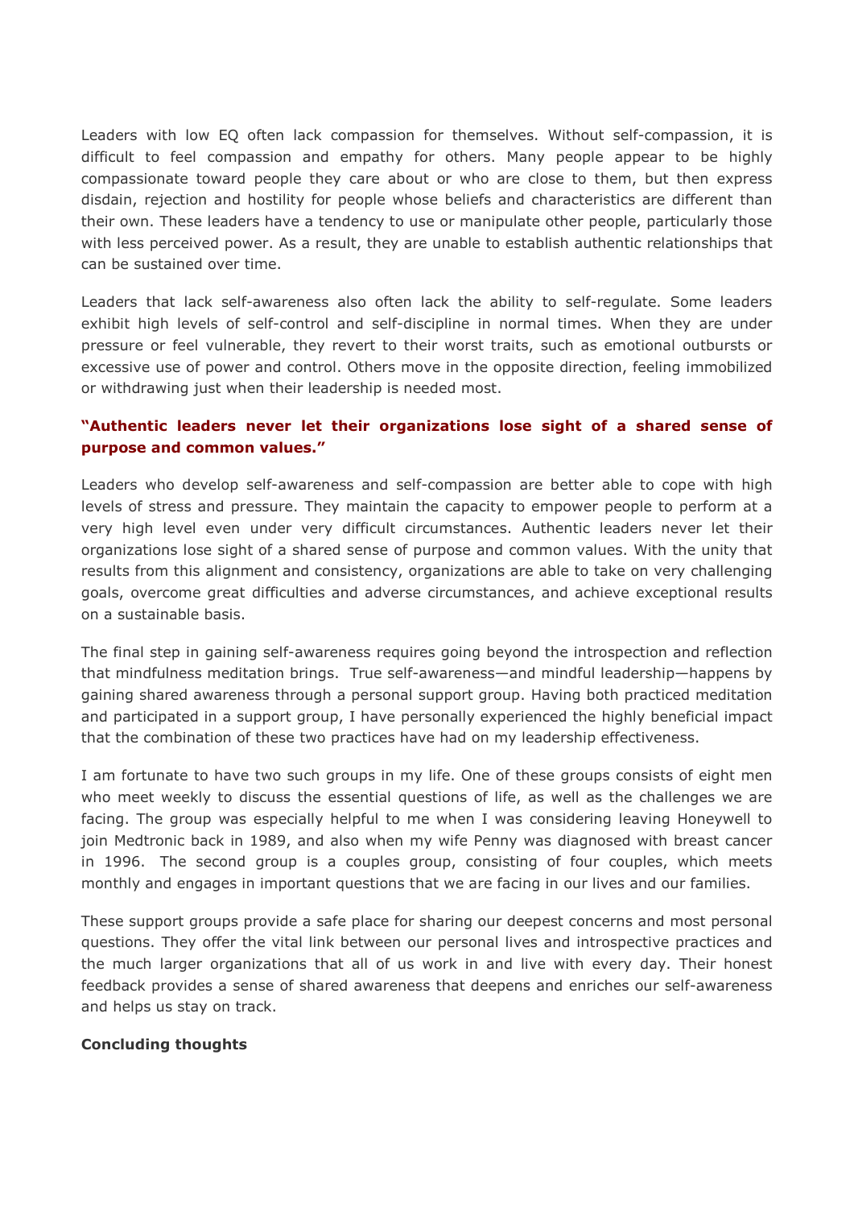Leaders with low EQ often lack compassion for themselves. Without self-compassion, it is difficult to feel compassion and empathy for others. Many people appear to be highly compassionate toward people they care about or who are close to them, but then express disdain, rejection and hostility for people whose beliefs and characteristics are different than their own. These leaders have a tendency to use or manipulate other people, particularly those with less perceived power. As a result, they are unable to establish authentic relationships that can be sustained over time.

Leaders that lack self-awareness also often lack the ability to self-regulate. Some leaders exhibit high levels of self-control and self-discipline in normal times. When they are under pressure or feel vulnerable, they revert to their worst traits, such as emotional outbursts or excessive use of power and control. Others move in the opposite direction, feeling immobilized or withdrawing just when their leadership is needed most.

**"Authentic leaders never let their organizations lose sight of a shared sense of purpose and common values."**

Leaders who develop self-awareness and self-compassion are better able to cope with high levels of stress and pressure. They maintain the capacity to empower people to perform at a very high level even under very difficult circumstances. Authentic leaders never let their organizations lose sight of a shared sense of purpose and common values. With the unity that results from this alignment and consistency, organizations are able to take on very challenging goals, overcome great difficulties and adverse circumstances, and achieve exceptional results on a sustainable basis.

The final step in gaining self-awareness requires going beyond the introspection and reflection that mindfulness meditation brings. True self-awareness—and mindful leadership—happens by gaining shared awareness through a personal support group. Having both practiced meditation and participated in a support group, I have personally experienced the highly beneficial impact that the combination of these two practices have had on my leadership effectiveness.

I am fortunate to have two such groups in my life. One of these groups consists of eight men who meet weekly to discuss the essential questions of life, as well as the challenges we are facing. The group was especially helpful to me when I was considering leaving Honeywell to join Medtronic back in 1989, and also when my wife Penny was diagnosed with breast cancer in 1996. The second group is a couples group, consisting of four couples, which meets monthly and engages in important questions that we are facing in our lives and our families.

These support groups provide a safe place for sharing our deepest concerns and most personal questions. They offer the vital link between our personal lives and introspective practices and the much larger organizations that all of us work in and live with every day. Their honest feedback provides a sense of shared awareness that deepens and enriches our self-awareness and helps us stay on track.

**Concluding thoughts**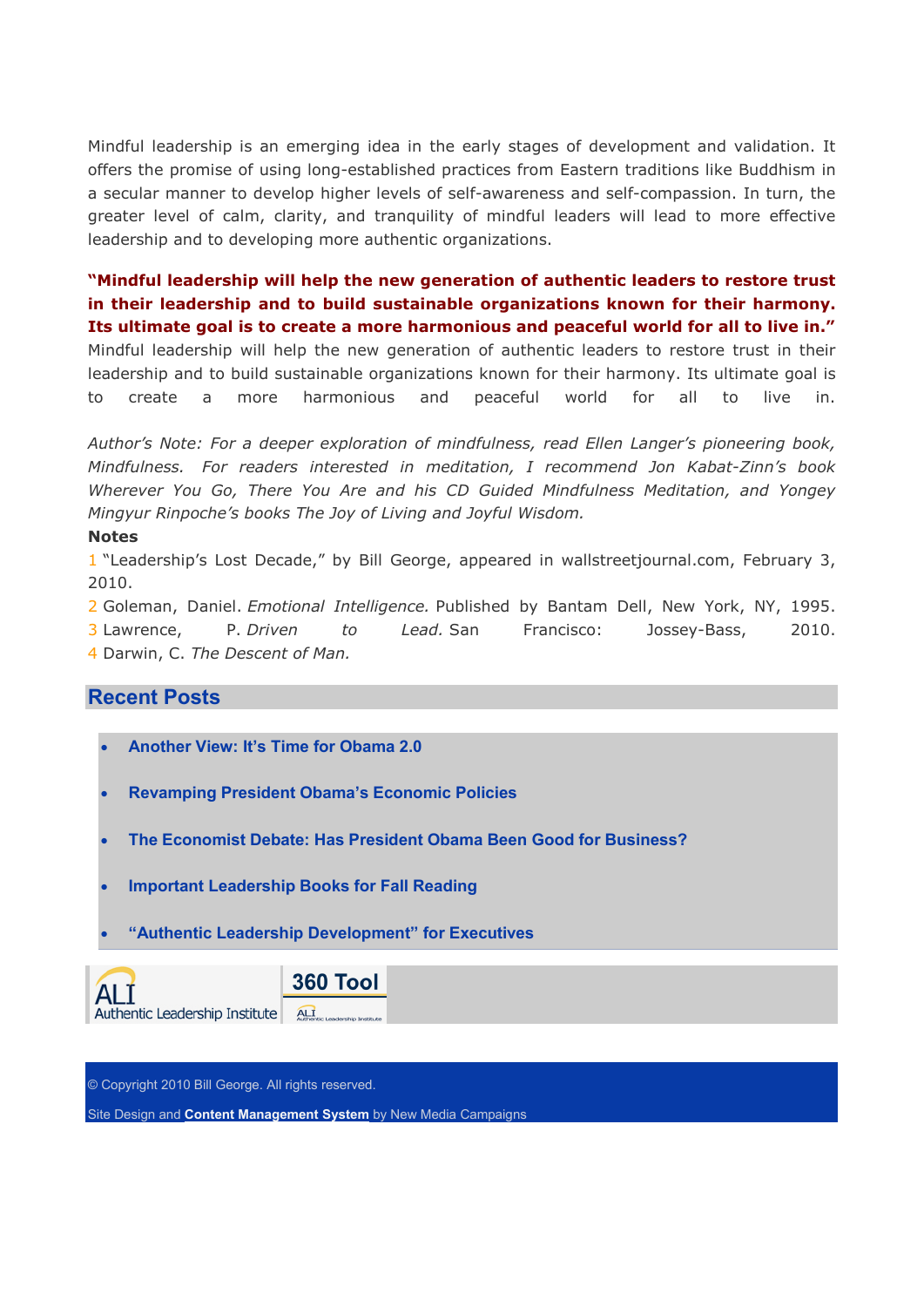Mindful leadership is an emerging idea in the early stages of development and validation. It offers the promise of using long-established practices from Eastern traditions like Buddhism in a secular manner to develop higher levels of self-awareness and self-compassion. In turn, the greater level of calm, clarity, and tranquility of mindful leaders will lead to more effective leadership and to developing more authentic organizations.

**"Mindful leadership will help the new generation of authentic leaders to restore trust in their leadership and to build sustainable organizations known for their harmony. Its ultimate goal is to create a more harmonious and peaceful world for all to live in."**
Mindful leadership will help the new generation of authentic leaders to restore trust in their leadership and to build sustainable organizations known for their harmony. Its ultimate goal is to create a more harmonious and peaceful world for all to live in.

*Author's Note: For a deeper exploration of mindfulness, read Ellen Langer's pioneering book, Mindfulness. For readers interested in meditation, I recommend Jon Kabat-Zinn's book Wherever You Go, There You Are and his CD Guided Mindfulness Meditation, and Yongey Mingyur Rinpoche's books The Joy of Living and Joyful Wisdom.*

**Notes**

1 "Leadership's Lost Decade," by Bill George, appeared in wallstreetjournal.com, February 3, 2010.

2 Goleman, Daniel. *Emotional Intelligence.* Published by Bantam Dell, New York, NY, 1995.

3 Lawrence, P. *Driven to Lead.* San Francisco: Jossey-Bass, 2010.

4 Darwin, C. *The Descent of Man.*

## Recent Posts

- **Another View: It's Time for Obama 2.0**
- **Revamping President Obama's Economic Policies**
- **The Economist Debate: Has President Obama Been Good for Business?**
- **Important Leadership Books for Fall Reading**
- **"Authentic Leadership Development" for Executives**

ALI Authentic Leadership Institute

360 Tool

© Copyright 2010 Bill George. All rights reserved.

Site Design and **Content Management System** by New Media Campaigns